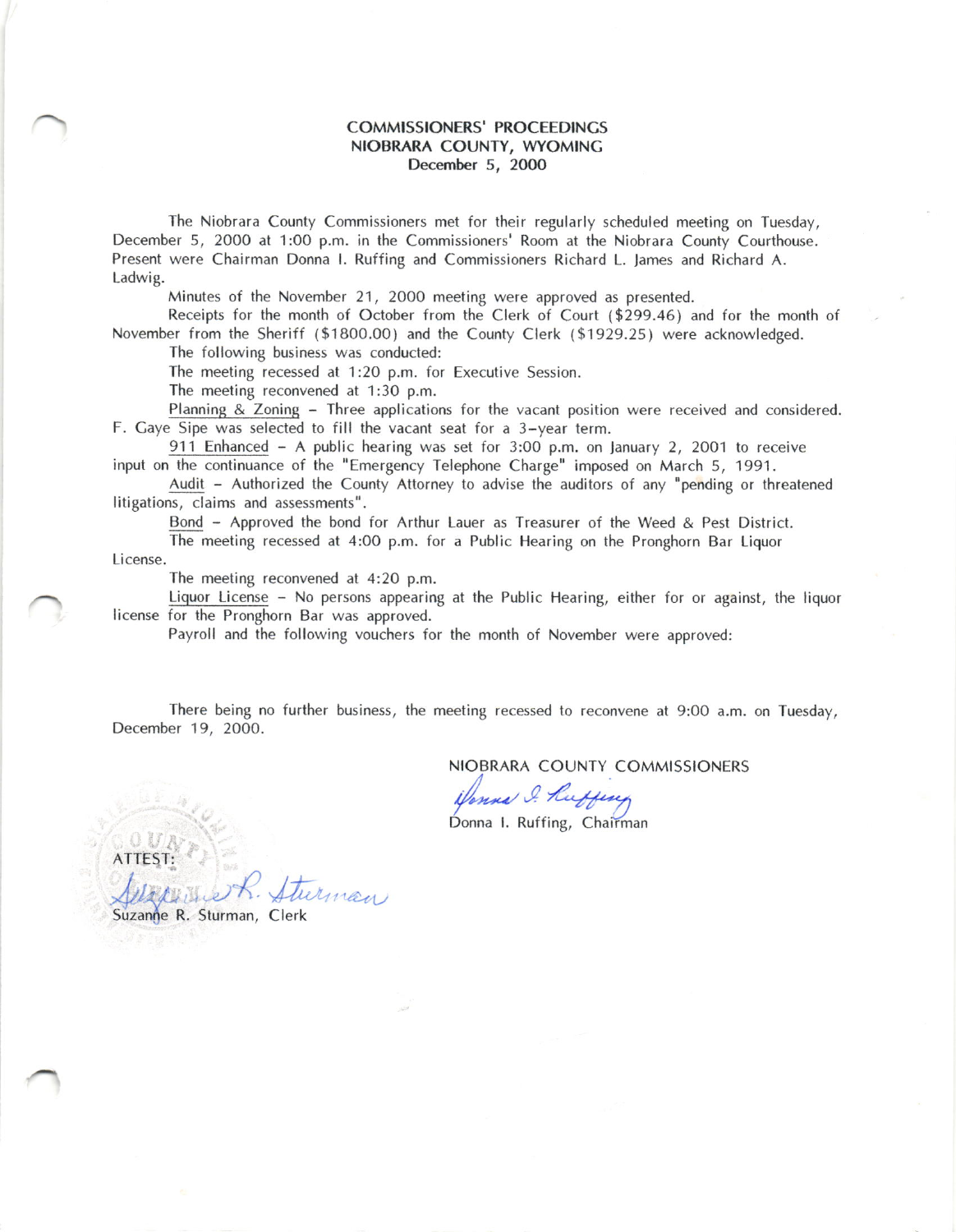# COMMISSIONERS' PROCEEDINGS
# NIOBRARA COUNTY, WYOMING
## December 5, 2000

The Niobrara County Commissioners met for their regularly scheduled meeting on Tuesday, December 5, 2000 at 1:00 p.m. in the Commissioners' Room at the Niobrara County Courthouse. Present were Chairman Donna I. Ruffing and Commissioners Richard L. James and Richard A. Ladwig.

Minutes of the November 21, 2000 meeting were approved as presented.

Receipts for the month of October from the Clerk of Court ($299.46) and for the month of November from the Sheriff ($1800.00) and the County Clerk ($1929.25) were acknowledged.

The following business was conducted:

The meeting recessed at 1:20 p.m. for Executive Session.

The meeting reconvened at 1:30 p.m.

Planning & Zoning - Three applications for the vacant position were received and considered. F. Gaye Sipe was selected to fill the vacant seat for a 3-year term.

911 Enhanced - A public hearing was set for 3:00 p.m. on January 2, 2001 to receive input on the continuance of the "Emergency Telephone Charge" imposed on March 5, 1991.

Audit - Authorized the County Attorney to advise the auditors of any "pending or threatened litigations, claims and assessments".

Bond - Approved the bond for Arthur Lauer as Treasurer of the Weed & Pest District.

The meeting recessed at 4:00 p.m. for a Public Hearing on the Pronghorn Bar Liquor License.

The meeting reconvened at 4:20 p.m.

Liquor License - No persons appearing at the Public Hearing, either for or against, the liquor license for the Pronghorn Bar was approved.

Payroll and the following vouchers for the month of November were approved:

There being no further business, the meeting recessed to reconvene at 9:00 a.m. on Tuesday, December 19, 2000.

NIOBRARA COUNTY COMMISSIONERS

Donna I. Ruffing, Chairman

ATTEST:

Suzanne R. Sturman, Clerk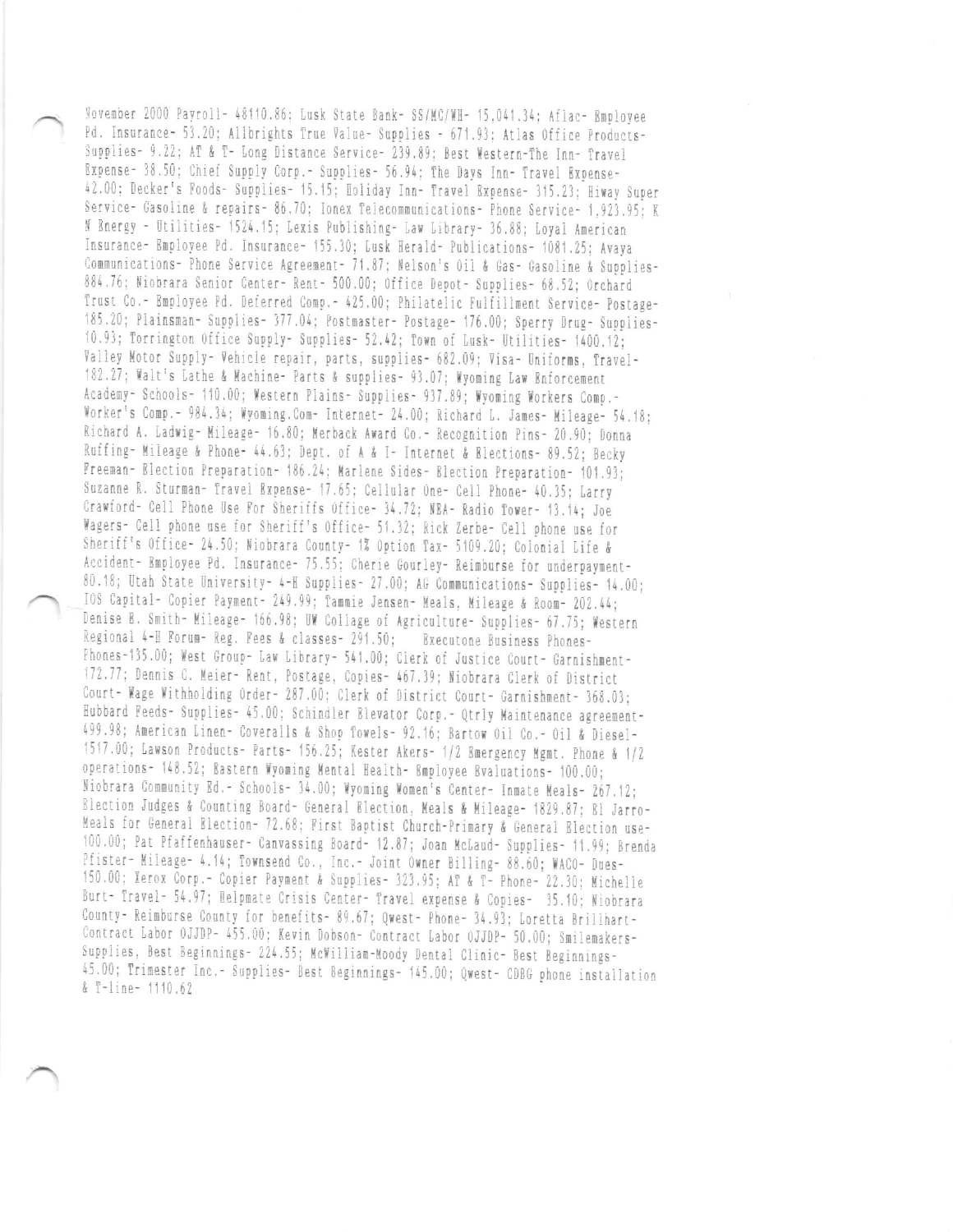November 2000 Payroll- 48110.86; Lusk State Bank- SS/MC/WH- 15,041.34; Aflac- Employee Pd. Insurance- 53.20; Allbrights True Value- Supplies - 671.93; Atlas Office Products- Supplies- 9.22; AT & T- Long Distance Service- 239.89; Best Western-The Inn- Travel Expense- 38.50; Chief Supply Corp.- Supplies- 56.94; The Days Inn- Travel Expense- 42.00; Decker's Foods- Supplies- 15.15; Holiday Inn- Travel Expense- 315.23; Hiway Super Service- Gasoline & repairs- 86.70; Ionex Telecommunications- Phone Service- 1,923.95; K N Energy - Utilities- 1524.15; Lexis Publishing- Law Library- 36.88; Loyal American Insurance- Employee Pd. Insurance- 155.30; Lusk Herald- Publications- 1081.25; Avaya Communications- Phone Service Agreement- 71.87; Nelson's Oil & Gas- Gasoline & Supplies- 884.76; Niobrara Senior Center- Rent- 500.00; Office Depot- Supplies- 68.52; Orchard Trust Co.- Employee Pd. Deferred Comp.- 425.00; Philatelic Fulfillment Service- Postage- 185.20; Plainsman- Supplies- 377.04; Postmaster- Postage- 176.00; Sperry Drug- Supplies- 10.93; Torrington Office Supply- Supplies- 52.42; Town of Lusk- Utilities- 1400.12; Valley Motor Supply- Vehicle repair, parts, supplies- 682.09; Visa- Uniforms, Travel- 182.27; Walt's Lathe & Machine- Parts & supplies- 93.07; Wyoming Law Enforcement Academy- Schools- 110.00; Western Plains- Supplies- 937.89; Wyoming Workers Comp.- Worker's Comp.- 984.34; Wyoming.Com- Internet- 24.00; Richard L. James- Mileage- 54.18; Richard A. Ladwig- Mileage- 16.80; Merback Award Co.- Recognition Pins- 20.90; Donna Ruffing- Mileage & Phone- 44.63; Dept. of A & I- Internet & Elections- 89.52; Becky Freeman- Election Preparation- 186.24; Marlene Sides- Election Preparation- 101.93; Suzanne R. Sturman- Travel Expense- 17.65; Cellular One- Cell Phone- 40.35; Larry Crawford- Cell Phone Use For Sheriffs Office- 34.72; NEA- Radio Tower- 13.14; Joe Wagers- Cell phone use for Sheriff's Office- 51.32; Rick Zerbe- Cell phone use for Sheriff's Office- 24.50; Niobrara County- 1% Option Tax- 5109.20; Colonial Life & Accident- Employee Pd. Insurance- 75.55; Cherie Gourley- Reimburse for underpayment- 80.18; Utah State University- 4-H Supplies- 27.00; AG Communications- Supplies- 14.00; IOS Capital- Copier Payment- 249.99; Tammie Jensen- Meals, Mileage & Room- 202.44; Denise E. Smith- Mileage- 166.98; UW Collage of Agriculture- Supplies- 67.75; Western Regional 4-H Forum- Reg. Fees & classes- 291.50; Executone Business Phones- Phones-135.00; West Group- Law Library- 541.00; Clerk of Justice Court- Garnishment- 172.77; Dennis C. Meier- Rent, Postage, Copies- 467.39; Niobrara Clerk of District Court- Wage Withholding Order- 287.00; Clerk of District Court- Garnishment- 368.03; Hubbard Feeds- Supplies- 45.00; Schindler Elevator Corp.- Qtrly Maintenance agreement- 499.98; American Linen- Coveralls & Shop Towels- 92.16; Bartow Oil Co.- Oil & Diesel- 1517.00; Lawson Products- Parts- 156.25; Kester Akers- 1/2 Emergency Mgmt. Phone & 1/2 operations- 148.52; Eastern Wyoming Mental Health- Employee Evaluations- 100.00; Niobrara Community Ed.- Schools- 34.00; Wyoming Women's Center- Inmate Meals- 267.12; Election Judges & Counting Board- General Election, Meals & Mileage- 1829.87; El Jarro- Meals for General Election- 72.68; First Baptist Church-Primary & General Election use- 100.00; Pat Pfaffenhauser- Canvassing Board- 12.87; Joan McLaud- Supplies- 11.99; Brenda Pfister- Mileage- 4.14; Townsend Co., Inc.- Joint Owner Billing- 88.60; WACO- Dues- 150.00; Xerox Corp.- Copier Payment & Supplies- 323.95; AT & T- Phone- 22.30; Michelle Burt- Travel- 54.97; Helpmate Crisis Center- Travel expense & Copies- 35.10; Niobrara County- Reimburse County for benefits- 89.67; Qwest- Phone- 34.93; Loretta Brillhart- Contract Labor OJJDP- 455.00; Kevin Dobson- Contract Labor OJJDP- 50.00; Smilemakers- Supplies, Best Beginnings- 224.55; McWilliam-Moody Dental Clinic- Best Beginnings- 45.00; Trimester Inc.- Supplies- Best Beginnings- 145.00; Qwest- CDBG phone installation & T-line- 1110.62